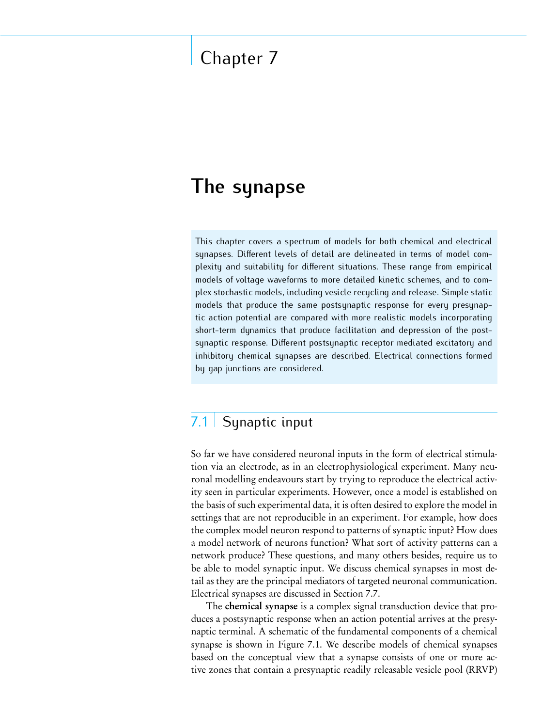# Chapter 7

# The synapse

This chapter covers a spectrum of models for both chemical and electrical synapses. Different levels of detail are delineated in terms of model complexity and suitability for different situations. These range from empirical models of voltage waveforms to more detailed kinetic schemes, and to complex stochastic models, including vesicle recycling and release. Simple static models that produce the same postsynaptic response for every presynaptic action potential are compared with more realistic models incorporating short-term dynamics that produce facilitation and depression of the postsynaptic response. Different postsynaptic receptor mediated excitatory and inhibitory chemical synapses are described. Electrical connections formed by gap junctions are considered.

## 7.1 Synaptic input

So far we have considered neuronal inputs in the form of electrical stimulation via an electrode, as in an electrophysiological experiment. Many neuronal modelling endeavours start by trying to reproduce the electrical activity seen in particular experiments. However, once a model is established on the basis of such experimental data, it is often desired to explore the model in settings that are not reproducible in an experiment. For example, how does the complex model neuron respond to patterns of synaptic input? How does a model network of neurons function? What sort of activity patterns can a network produce? These questions, and many others besides, require us to be able to model synaptic input. We discuss chemical synapses in most detail as they are the principal mediators of targeted neuronal communication. Electrical synapses are discussed in Section 7.7.

The **chemical synapse** is a complex signal transduction device that produces a postsynaptic response when an action potential arrives at the presynaptic terminal. A schematic of the fundamental components of a chemical synapse is shown in Figure 7.1. We describe models of chemical synapses based on the conceptual view that a synapse consists of one or more active zones that contain a presynaptic readily releasable vesicle pool (RRVP)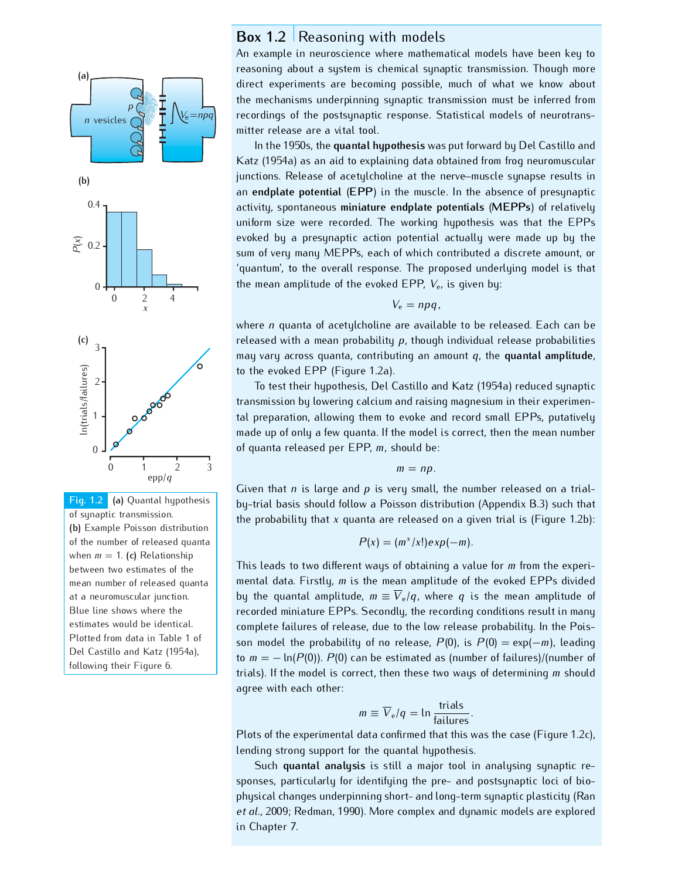## Box 1.2 Reasoning with models

An example in neuroscience where mathematical models have been key to reasoning about a system is chemical synaptic transmission. Though more direct experiments are becoming possible, much of what we know about the mechanisms underpinning synaptic transmission must be inferred from recordings of the postsynaptic response. Statistical models of neurotransmitter release are a vital tool.

In the 1950s, the **quantal hypothesis** was put forward by Del Castillo and Katz (1954a) as an aid to explaining data obtained from frog neuromuscular junctions. Release of acetylcholine at the nerve–muscle synapse results in an **endplate potential** (**EPP**) in the muscle. In the absence of presynaptic activity, spontaneous **miniature endplate potentials** (**MEPPs**) of relatively uniform size were recorded. The working hypothesis was that the EPPs evoked by a presynaptic action potential actually were made up by the sum of very many MEPPs, each of which contributed a discrete amount, or 'quantum', to the overall response. The proposed underlying model is that the mean amplitude of the evoked EPP, $V_e$, is given by:

$$V_e = npq,$$

where $n$ quanta of acetylcholine are available to be released. Each can be released with a mean probability $p$, though individual release probabilities may vary across quanta, contributing an amount $q$, the **quantal amplitude**, to the evoked EPP (Figure 1.2a).

To test their hypothesis, Del Castillo and Katz (1954a) reduced synaptic transmission by lowering calcium and raising magnesium in their experimental preparation, allowing them to evoke and record small EPPs, putatively made up of only a few quanta. If the model is correct, then the mean number of quanta released per EPP, $m$, should be:

$$m = np.$$

Given that $n$ is large and $p$ is very small, the number released on a trial-by-trial basis should follow a Poisson distribution (Appendix B.3) such that the probability that $x$ quanta are released on a given trial is (Figure 1.2b):

$$P(x) = (m^x/x!)exp(-m).$$

This leads to two different ways of obtaining a value for $m$ from the experimental data. Firstly, $m$ is the mean amplitude of the evoked EPPs divided by the quantal amplitude, $m \equiv \overline{V}_e/q$, where $q$ is the mean amplitude of recorded miniature EPPs. Secondly, the recording conditions result in many complete failures of release, due to the low release probability. In the Poisson model the probability of no release, $P(0)$, is $P(0) = \exp(-m)$, leading to $m = -\ln(P(0))$. $P(0)$ can be estimated as (number of failures)/(number of trials). If the model is correct, then these two ways of determining $m$ should agree with each other:

$$m \equiv \overline{V}_e/q = \ln \frac{\text{trials}}{\text{failures}}.$$

Plots of the experimental data confirmed that this was the case (Figure 1.2c), lending strong support for the quantal hypothesis.

Such **quantal analysis** is still a major tool in analysing synaptic responses, particularly for identifying the pre- and postsynaptic loci of biophysical changes underpinning short- and long-term synaptic plasticity (Ran *et al.*, 2009; Redman, 1990). More complex and dynamic models are explored in Chapter 7.

**Fig. 1.2** (a) Quantal hypothesis of synaptic transmission. (b) Example Poisson distribution of the number of released quanta when $m = 1$. (c) Relationship between two estimates of the mean number of released quanta at a neuromuscular junction. Blue line shows where the estimates would be identical. Plotted from data in Table 1 of Del Castillo and Katz (1954a), following their Figure 6.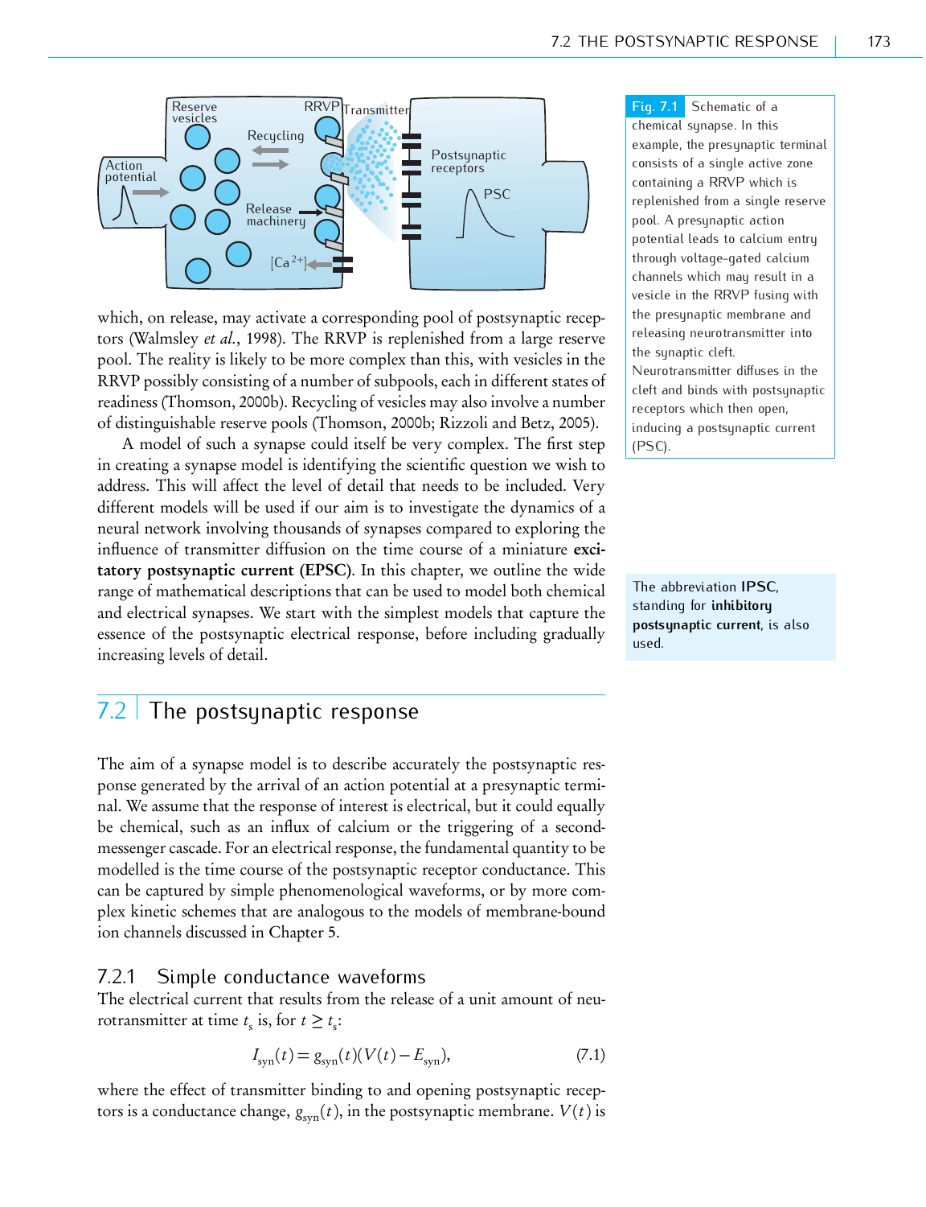Fig. 7.1 Schematic of a chemical synapse. In this example, the presynaptic terminal consists of a single active zone containing a RRVP which is replenished from a single reserve pool. A presynaptic action potential leads to calcium entry through voltage-gated calcium channels which may result in a vesicle in the RRVP fusing with the presynaptic membrane and releasing neurotransmitter into the synaptic cleft. Neurotransmitter diffuses in the cleft and binds with postsynaptic receptors which then open, inducing a postsynaptic current (PSC).

which, on release, may activate a corresponding pool of postsynaptic receptors (Walmsley *et al.*, 1998). The RRVP is replenished from a large reserve pool. The reality is likely to be more complex than this, with vesicles in the RRVP possibly consisting of a number of subpools, each in different states of readiness (Thomson, 2000b). Recycling of vesicles may also involve a number of distinguishable reserve pools (Thomson, 2000b; Rizzoli and Betz, 2005).

A model of such a synapse could itself be very complex. The first step in creating a synapse model is identifying the scientific question we wish to address. This will affect the level of detail that needs to be included. Very different models will be used if our aim is to investigate the dynamics of a neural network involving thousands of synapses compared to exploring the influence of transmitter diffusion on the time course of a miniature **excitatory postsynaptic current (EPSC)**. In this chapter, we outline the wide range of mathematical descriptions that can be used to model both chemical and electrical synapses. We start with the simplest models that capture the essence of the postsynaptic electrical response, before including gradually increasing levels of detail.

The abbreviation **IPSC**, standing for **inhibitory postsynaptic current**, is also used.

## 7.2 The postsynaptic response

The aim of a synapse model is to describe accurately the postsynaptic response generated by the arrival of an action potential at a presynaptic terminal. We assume that the response of interest is electrical, but it could equally be chemical, such as an influx of calcium or the triggering of a second-messenger cascade. For an electrical response, the fundamental quantity to be modelled is the time course of the postsynaptic receptor conductance. This can be captured by simple phenomenological waveforms, or by more complex kinetic schemes that are analogous to the models of membrane-bound ion channels discussed in Chapter 5.

### 7.2.1 Simple conductance waveforms

The electrical current that results from the release of a unit amount of neurotransmitter at time $t_s$ is, for $t \geq t_s$:

$$I_{\text{syn}}(t) = g_{\text{syn}}(t)(V(t) - E_{\text{syn}}), \tag{7.1}$$

where the effect of transmitter binding to and opening postsynaptic receptors is a conductance change, $g_{\text{syn}}(t)$, in the postsynaptic membrane. $V(t)$ is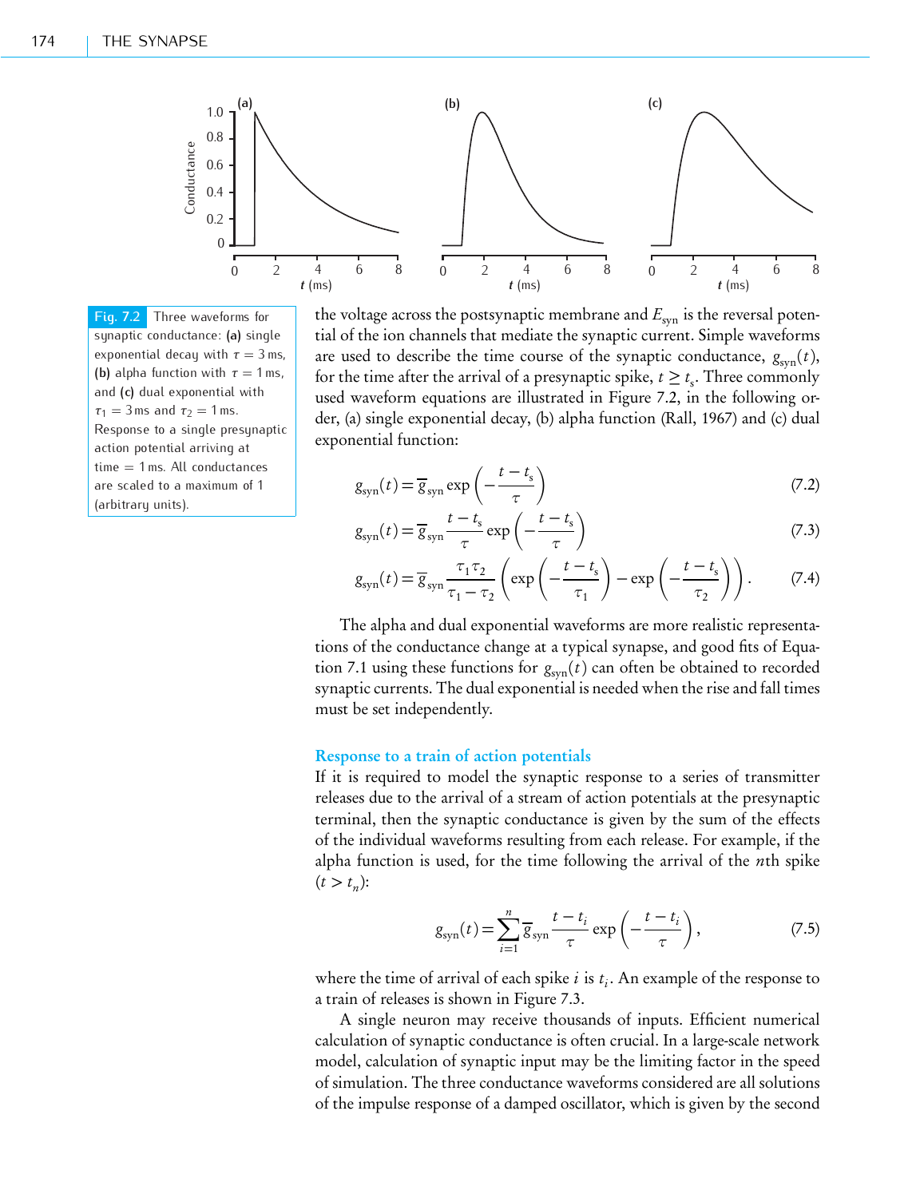Fig. 7.2 Three waveforms for synaptic conductance: **(a)** single exponential decay with $\tau = 3$ ms, **(b)** alpha function with $\tau = 1$ ms, and **(c)** dual exponential with $\tau_1 = 3$ ms and $\tau_2 = 1$ ms. Response to a single presynaptic action potential arriving at time $= 1$ ms. All conductances are scaled to a maximum of 1 (arbitrary units).

the voltage across the postsynaptic membrane and $E_{\text{syn}}$ is the reversal potential of the ion channels that mediate the synaptic current. Simple waveforms are used to describe the time course of the synaptic conductance, $g_{\text{syn}}(t)$, for the time after the arrival of a presynaptic spike, $t \geq t_s$. Three commonly used waveform equations are illustrated in Figure 7.2, in the following order, (a) single exponential decay, (b) alpha function (Rall, 1967) and (c) dual exponential function:

$$g_{\text{syn}}(t) = \overline{g}_{\text{syn}} \exp\left(-\frac{t - t_s}{\tau}\right) \tag{7.2}$$

$$g_{\text{syn}}(t) = \overline{g}_{\text{syn}} \frac{t - t_s}{\tau} \exp\left(-\frac{t - t_s}{\tau}\right) \tag{7.3}$$

$$g_{\text{syn}}(t) = \overline{g}_{\text{syn}} \frac{\tau_1 \tau_2}{\tau_1 - \tau_2} \left(\exp\left(-\frac{t - t_s}{\tau_1}\right) - \exp\left(-\frac{t - t_s}{\tau_2}\right)\right). \tag{7.4}$$

The alpha and dual exponential waveforms are more realistic representations of the conductance change at a typical synapse, and good fits of Equation 7.1 using these functions for $g_{\text{syn}}(t)$ can often be obtained to recorded synaptic currents. The dual exponential is needed when the rise and fall times must be set independently.

## Response to a train of action potentials

If it is required to model the synaptic response to a series of transmitter releases due to the arrival of a stream of action potentials at the presynaptic terminal, then the synaptic conductance is given by the sum of the effects of the individual waveforms resulting from each release. For example, if the alpha function is used, for the time following the arrival of the $n$th spike ($t > t_n$):

$$g_{\text{syn}}(t) = \sum_{i=1}^{n} \overline{g}_{\text{syn}} \frac{t - t_i}{\tau} \exp\left(-\frac{t - t_i}{\tau}\right), \tag{7.5}$$

where the time of arrival of each spike $i$ is $t_i$. An example of the response to a train of releases is shown in Figure 7.3.

A single neuron may receive thousands of inputs. Efficient numerical calculation of synaptic conductance is often crucial. In a large-scale network model, calculation of synaptic input may be the limiting factor in the speed of simulation. The three conductance waveforms considered are all solutions of the impulse response of a damped oscillator, which is given by the second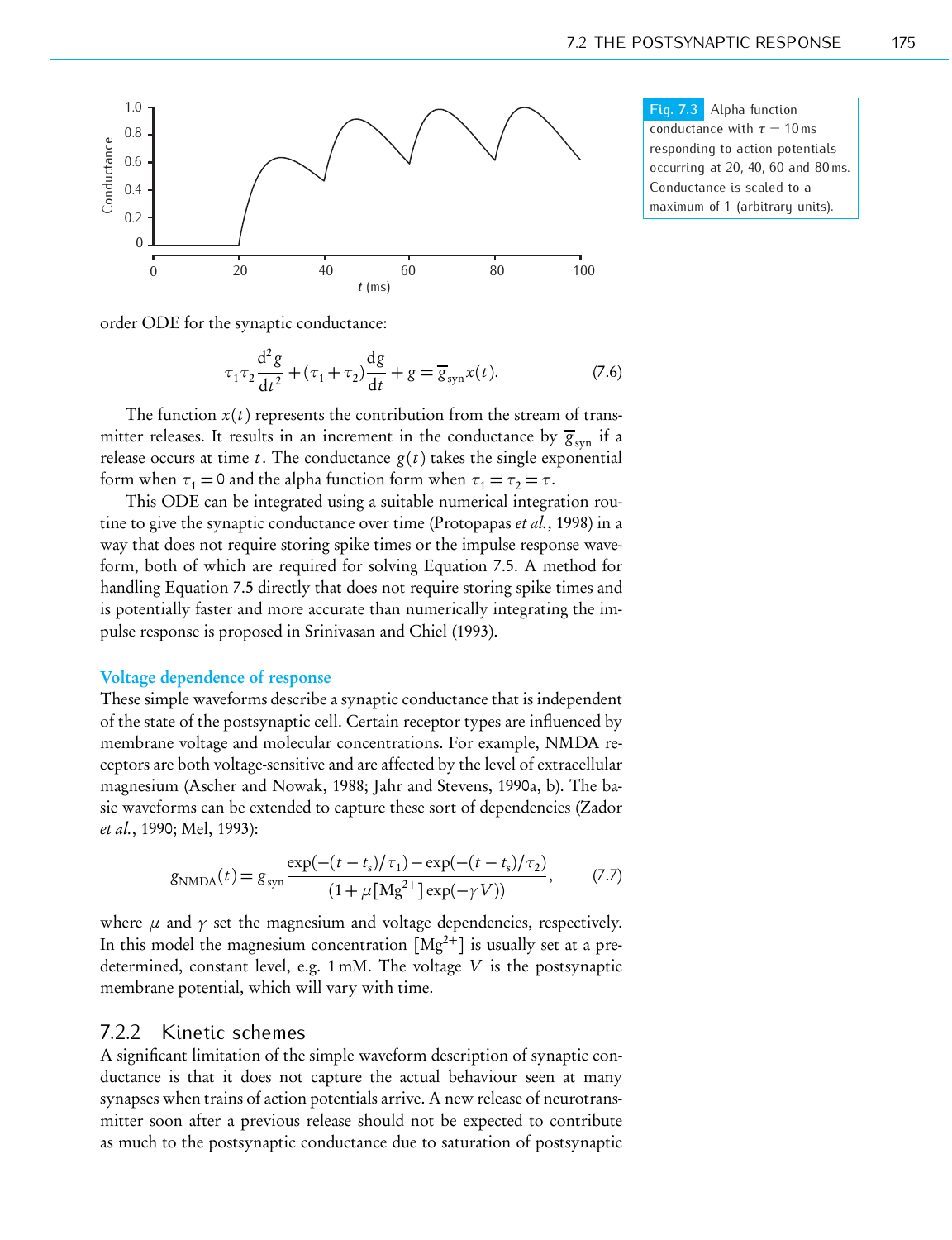Fig. 7.3 Alpha function conductance with $\tau = 10$ ms responding to action potentials occurring at 20, 40, 60 and 80 ms. Conductance is scaled to a maximum of 1 (arbitrary units).

order ODE for the synaptic conductance:

$$\tau_1 \tau_2 \frac{d^2 g}{dt^2} + (\tau_1 + \tau_2)\frac{dg}{dt} + g = \overline{g}_{syn} x(t). \tag{7.6}$$

The function $x(t)$ represents the contribution from the stream of transmitter releases. It results in an increment in the conductance by $\overline{g}_{syn}$ if a release occurs at time $t$. The conductance $g(t)$ takes the single exponential form when $\tau_1 = 0$ and the alpha function form when $\tau_1 = \tau_2 = \tau$.

This ODE can be integrated using a suitable numerical integration routine to give the synaptic conductance over time (Protopapas *et al.*, 1998) in a way that does not require storing spike times or the impulse response waveform, both of which are required for solving Equation 7.5. A method for handling Equation 7.5 directly that does not require storing spike times and is potentially faster and more accurate than numerically integrating the impulse response is proposed in Srinivasan and Chiel (1993).

### Voltage dependence of response

These simple waveforms describe a synaptic conductance that is independent of the state of the postsynaptic cell. Certain receptor types are influenced by membrane voltage and molecular concentrations. For example, NMDA receptors are both voltage-sensitive and are affected by the level of extracellular magnesium (Ascher and Nowak, 1988; Jahr and Stevens, 1990a, b). The basic waveforms can be extended to capture these sort of dependencies (Zador *et al.*, 1990; Mel, 1993):

$$g_{NMDA}(t) = \overline{g}_{syn} \frac{\exp(-(t - t_s)/\tau_1) - \exp(-(t - t_s)/\tau_2)}{(1 + \mu[Mg^{2+}]\exp(-\gamma V))}, \tag{7.7}$$

where $\mu$ and $\gamma$ set the magnesium and voltage dependencies, respectively. In this model the magnesium concentration $[Mg^{2+}]$ is usually set at a predetermined, constant level, e.g. 1 mM. The voltage $V$ is the postsynaptic membrane potential, which will vary with time.

## 7.2.2 Kinetic schemes

A significant limitation of the simple waveform description of synaptic conductance is that it does not capture the actual behaviour seen at many synapses when trains of action potentials arrive. A new release of neurotransmitter soon after a previous release should not be expected to contribute as much to the postsynaptic conductance due to saturation of postsynaptic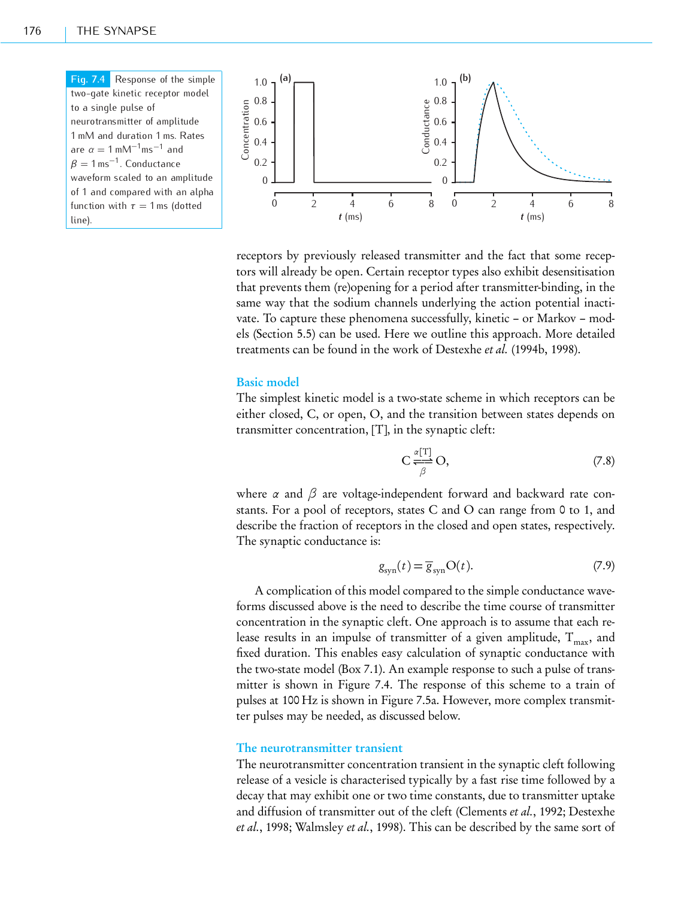**Fig. 7.4** Response of the simple two-gate kinetic receptor model to a single pulse of neurotransmitter of amplitude 1 mM and duration 1 ms. Rates are $\alpha = 1\,\text{mM}^{-1}\text{ms}^{-1}$ and $\beta = 1\,\text{ms}^{-1}$. Conductance waveform scaled to an amplitude of 1 and compared with an alpha function with $\tau = 1$ ms (dotted line).

receptors by previously released transmitter and the fact that some receptors will already be open. Certain receptor types also exhibit desensitisation that prevents them (re)opening for a period after transmitter-binding, in the same way that the sodium channels underlying the action potential inactivate. To capture these phenomena successfully, kinetic – or Markov – models (Section 5.5) can be used. Here we outline this approach. More detailed treatments can be found in the work of Destexhe *et al.* (1994b, 1998).

### Basic model

The simplest kinetic model is a two-state scheme in which receptors can be either closed, C, or open, O, and the transition between states depends on transmitter concentration, [T], in the synaptic cleft:

$$\mathrm{C} \underset{\beta}{\overset{\alpha[\mathrm{T}]}{\rightleftharpoons}} \mathrm{O}, \tag{7.8}$$

where $\alpha$ and $\beta$ are voltage-independent forward and backward rate constants. For a pool of receptors, states C and O can range from 0 to 1, and describe the fraction of receptors in the closed and open states, respectively. The synaptic conductance is:

$$g_{\mathrm{syn}}(t) = \overline{g}_{\mathrm{syn}}\mathrm{O}(t). \tag{7.9}$$

A complication of this model compared to the simple conductance waveforms discussed above is the need to describe the time course of transmitter concentration in the synaptic cleft. One approach is to assume that each release results in an impulse of transmitter of a given amplitude, $\mathrm{T}_{\mathrm{max}}$, and fixed duration. This enables easy calculation of synaptic conductance with the two-state model (Box 7.1). An example response to such a pulse of transmitter is shown in Figure 7.4. The response of this scheme to a train of pulses at 100 Hz is shown in Figure 7.5a. However, more complex transmitter pulses may be needed, as discussed below.

### The neurotransmitter transient

The neurotransmitter concentration transient in the synaptic cleft following release of a vesicle is characterised typically by a fast rise time followed by a decay that may exhibit one or two time constants, due to transmitter uptake and diffusion of transmitter out of the cleft (Clements *et al.*, 1992; Destexhe *et al.*, 1998; Walmsley *et al.*, 1998). This can be described by the same sort of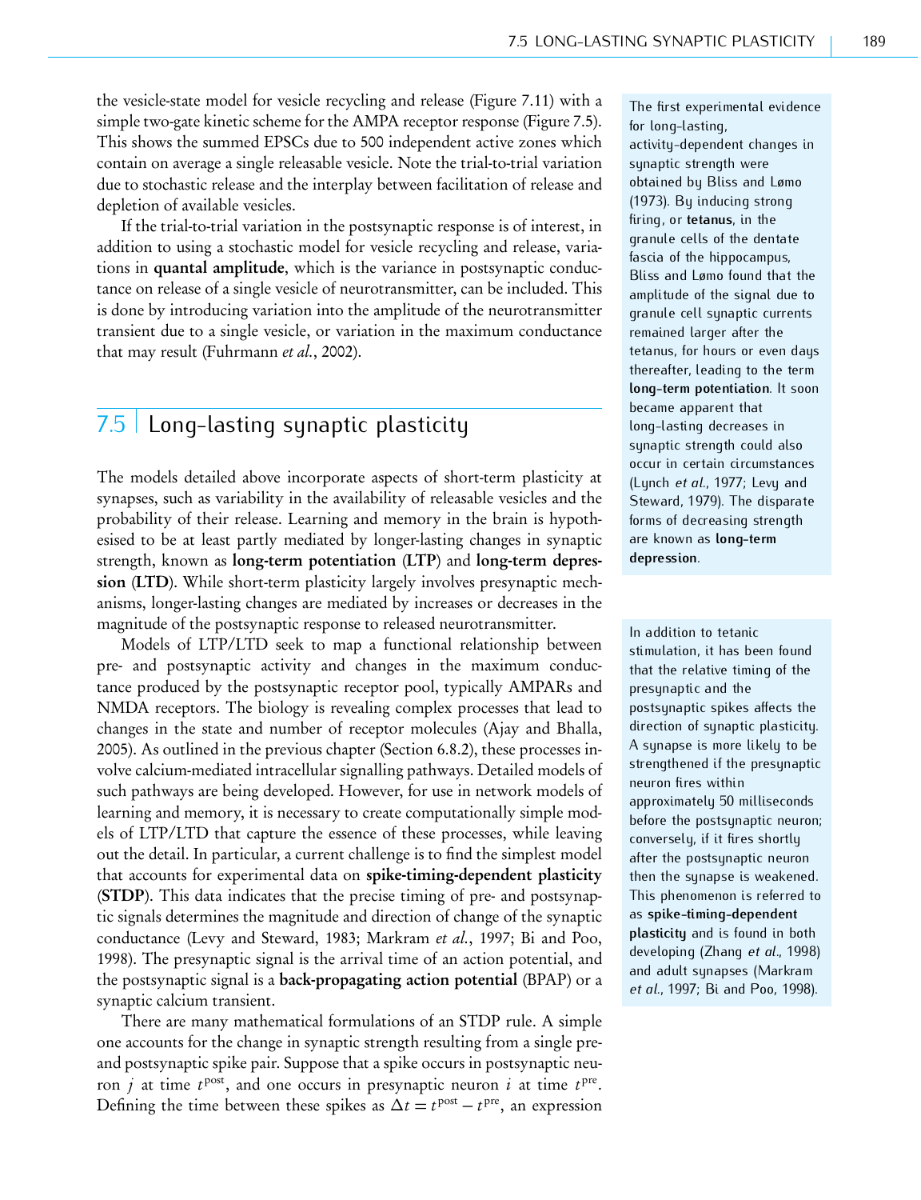the vesicle-state model for vesicle recycling and release (Figure 7.11) with a simple two-gate kinetic scheme for the AMPA receptor response (Figure 7.5). This shows the summed EPSCs due to 500 independent active zones which contain on average a single releasable vesicle. Note the trial-to-trial variation due to stochastic release and the interplay between facilitation of release and depletion of available vesicles.

If the trial-to-trial variation in the postsynaptic response is of interest, in addition to using a stochastic model for vesicle recycling and release, variations in **quantal amplitude**, which is the variance in postsynaptic conductance on release of a single vesicle of neurotransmitter, can be included. This is done by introducing variation into the amplitude of the neurotransmitter transient due to a single vesicle, or variation in the maximum conductance that may result (Fuhrmann *et al.*, 2002).

## 7.5 Long-lasting synaptic plasticity

The models detailed above incorporate aspects of short-term plasticity at synapses, such as variability in the availability of releasable vesicles and the probability of their release. Learning and memory in the brain is hypothesised to be at least partly mediated by longer-lasting changes in synaptic strength, known as **long-term potentiation** (**LTP**) and **long-term depression** (**LTD**). While short-term plasticity largely involves presynaptic mechanisms, longer-lasting changes are mediated by increases or decreases in the magnitude of the postsynaptic response to released neurotransmitter.

Models of LTP/LTD seek to map a functional relationship between pre- and postsynaptic activity and changes in the maximum conductance produced by the postsynaptic receptor pool, typically AMPARs and NMDA receptors. The biology is revealing complex processes that lead to changes in the state and number of receptor molecules (Ajay and Bhalla, 2005). As outlined in the previous chapter (Section 6.8.2), these processes involve calcium-mediated intracellular signalling pathways. Detailed models of such pathways are being developed. However, for use in network models of learning and memory, it is necessary to create computationally simple models of LTP/LTD that capture the essence of these processes, while leaving out the detail. In particular, a current challenge is to find the simplest model that accounts for experimental data on **spike-timing-dependent plasticity** (**STDP**). This data indicates that the precise timing of pre- and postsynaptic signals determines the magnitude and direction of change of the synaptic conductance (Levy and Steward, 1983; Markram *et al.*, 1997; Bi and Poo, 1998). The presynaptic signal is the arrival time of an action potential, and the postsynaptic signal is a **back-propagating action potential** (BPAP) or a synaptic calcium transient.

There are many mathematical formulations of an STDP rule. A simple one accounts for the change in synaptic strength resulting from a single pre- and postsynaptic spike pair. Suppose that a spike occurs in postsynaptic neuron $j$ at time $t^{\text{post}}$, and one occurs in presynaptic neuron $i$ at time $t^{\text{pre}}$. Defining the time between these spikes as $\Delta t = t^{\text{post}} - t^{\text{pre}}$, an expression

The first experimental evidence for long-lasting, activity-dependent changes in synaptic strength were obtained by Bliss and Lømo (1973). By inducing strong firing, or **tetanus**, in the granule cells of the dentate fascia of the hippocampus, Bliss and Lømo found that the amplitude of the signal due to granule cell synaptic currents remained larger after the tetanus, for hours or even days thereafter, leading to the term **long-term potentiation**. It soon became apparent that long-lasting decreases in synaptic strength could also occur in certain circumstances (Lynch *et al.*, 1977; Levy and Steward, 1979). The disparate forms of decreasing strength are known as **long-term depression**.

In addition to tetanic stimulation, it has been found that the relative timing of the presynaptic and the postsynaptic spikes affects the direction of synaptic plasticity. A synapse is more likely to be strengthened if the presynaptic neuron fires within approximately 50 milliseconds before the postsynaptic neuron; conversely, if it fires shortly after the postsynaptic neuron then the synapse is weakened. This phenomenon is referred to as **spike-timing-dependent plasticity** and is found in both developing (Zhang *et al.*, 1998) and adult synapses (Markram *et al.*, 1997; Bi and Poo, 1998).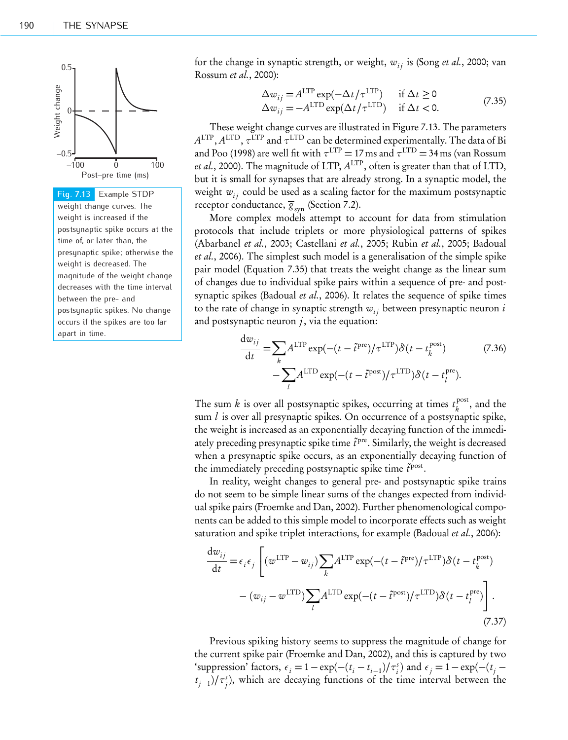for the change in synaptic strength, or weight, $w_{ij}$ is (Song *et al.*, 2000; van Rossum *et al.*, 2000):

$$
\begin{aligned}
\Delta w_{ij} &= A^{\text{LTP}} \exp(-\Delta t/\tau^{\text{LTP}}) \quad &\text{if } \Delta t \geq 0 \\
\Delta w_{ij} &= -A^{\text{LTD}} \exp(\Delta t/\tau^{\text{LTD}}) \quad &\text{if } \Delta t < 0.
\end{aligned}
\tag{7.35}
$$

These weight change curves are illustrated in Figure 7.13. The parameters $A^{\text{LTP}}$, $A^{\text{LTD}}$, $\tau^{\text{LTP}}$ and $\tau^{\text{LTD}}$ can be determined experimentally. The data of Bi and Poo (1998) are well fit with $\tau^{\text{LTP}} = 17$ ms and $\tau^{\text{LTD}} = 34$ ms (van Rossum *et al.*, 2000). The magnitude of LTP, $A^{\text{LTP}}$, often is greater than that of LTD, but it is small for synapses that are already strong. In a synaptic model, the weight $w_{ij}$ could be used as a scaling factor for the maximum postsynaptic receptor conductance, $\bar{g}_{\text{syn}}$ (Section 7.2).

**Fig. 7.13** Example STDP weight change curves. The weight is increased if the postsynaptic spike occurs at the time of, or later than, the presynaptic spike; otherwise the weight is decreased. The magnitude of the weight change decreases with the time interval between the pre- and postsynaptic spikes. No change occurs if the spikes are too far apart in time.

More complex models attempt to account for data from stimulation protocols that include triplets or more physiological patterns of spikes (Abarbanel *et al.*, 2003; Castellani *et al.*, 2005; Rubin *et al.*, 2005; Badoual *et al.*, 2006). The simplest such model is a generalisation of the simple spike pair model (Equation 7.35) that treats the weight change as the linear sum of changes due to individual spike pairs within a sequence of pre- and postsynaptic spikes (Badoual *et al.*, 2006). It relates the sequence of spike times to the rate of change in synaptic strength $w_{ij}$ between presynaptic neuron $i$ and postsynaptic neuron $j$, via the equation:

$$
\begin{aligned}
\frac{\mathrm{d}w_{ij}}{\mathrm{d}t} = & \sum_k A^{\text{LTP}} \exp(-(t - \tilde{t}^{\text{pre}})/\tau^{\text{LTP}}) \delta(t - t_k^{\text{post}}) \\
& - \sum_l A^{\text{LTD}} \exp(-(t - \tilde{t}^{\text{post}})/\tau^{\text{LTD}}) \delta(t - t_l^{\text{pre}}).
\end{aligned}
\tag{7.36}
$$

The sum $k$ is over all postsynaptic spikes, occurring at times $t_k^{\text{post}}$, and the sum $l$ is over all presynaptic spikes. On occurrence of a postsynaptic spike, the weight is increased as an exponentially decaying function of the immediately preceding presynaptic spike time $\tilde{t}^{\text{pre}}$. Similarly, the weight is decreased when a presynaptic spike occurs, as an exponentially decaying function of the immediately preceding postsynaptic spike time $\tilde{t}^{\text{post}}$.

In reality, weight changes to general pre- and postsynaptic spike trains do not seem to be simple linear sums of the changes expected from individual spike pairs (Froemke and Dan, 2002). Further phenomenological components can be added to this simple model to incorporate effects such as weight saturation and spike triplet interactions, for example (Badoual *et al.*, 2006):

$$
\begin{aligned}
\frac{\mathrm{d}w_{ij}}{\mathrm{d}t} = \epsilon_i \epsilon_j \Bigg[ & (w^{\text{LTP}} - w_{ij}) \sum_k A^{\text{LTP}} \exp(-(t - \tilde{t}^{\text{pre}})/\tau^{\text{LTP}}) \delta(t - t_k^{\text{post}}) \\
& - (w_{ij} - w^{\text{LTD}}) \sum_l A^{\text{LTD}} \exp(-(t - \tilde{t}^{\text{post}})/\tau^{\text{LTD}}) \delta(t - t_l^{\text{pre}}) \Bigg].
\end{aligned}
\tag{7.37}
$$

Previous spiking history seems to suppress the magnitude of change for the current spike pair (Froemke and Dan, 2002), and this is captured by two 'suppression' factors, $\epsilon_i = 1 - \exp(-(t_i - t_{i-1})/\tau_i^s)$ and $\epsilon_j = 1 - \exp(-(t_j - t_{j-1})/\tau_j^s)$, which are decaying functions of the time interval between the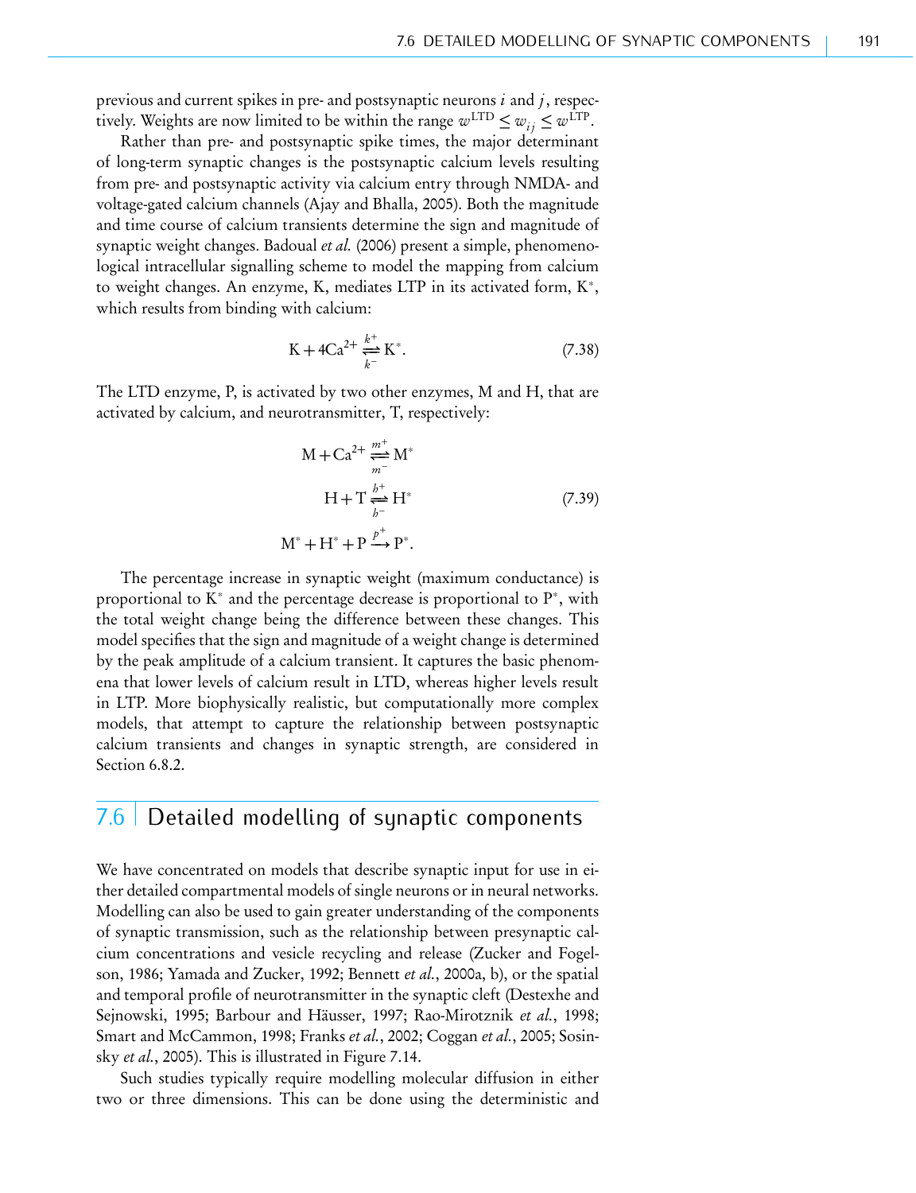previous and current spikes in pre- and postsynaptic neurons $i$ and $j$, respectively. Weights are now limited to be within the range $w^{\text{LTD}} \leq w_{ij} \leq w^{\text{LTP}}$.

Rather than pre- and postsynaptic spike times, the major determinant of long-term synaptic changes is the postsynaptic calcium levels resulting from pre- and postsynaptic activity via calcium entry through NMDA- and voltage-gated calcium channels (Ajay and Bhalla, 2005). Both the magnitude and time course of calcium transients determine the sign and magnitude of synaptic weight changes. Badoual *et al.* (2006) present a simple, phenomenological intracellular signalling scheme to model the mapping from calcium to weight changes. An enzyme, K, mediates LTP in its activated form, $\text{K}^*$, which results from binding with calcium:

$$\text{K} + 4\text{Ca}^{2+} \underset{k^-}{\overset{k^+}{\rightleftharpoons}} \text{K}^*. \tag{7.38}$$

The LTD enzyme, P, is activated by two other enzymes, M and H, that are activated by calcium, and neurotransmitter, T, respectively:

$$\begin{aligned} \text{M} + \text{Ca}^{2+} &\underset{m^-}{\overset{m^+}{\rightleftharpoons}} \text{M}^* \\ \text{H} + \text{T} &\underset{h^-}{\overset{h^+}{\rightleftharpoons}} \text{H}^* \\ \text{M}^* + \text{H}^* + \text{P} &\overset{p^+}{\longrightarrow} \text{P}^*. \end{aligned} \tag{7.39}$$

The percentage increase in synaptic weight (maximum conductance) is proportional to $\text{K}^*$ and the percentage decrease is proportional to $\text{P}^*$, with the total weight change being the difference between these changes. This model specifies that the sign and magnitude of a weight change is determined by the peak amplitude of a calcium transient. It captures the basic phenomena that lower levels of calcium result in LTD, whereas higher levels result in LTP. More biophysically realistic, but computationally more complex models, that attempt to capture the relationship between postsynaptic calcium transients and changes in synaptic strength, are considered in Section 6.8.2.

## 7.6 Detailed modelling of synaptic components

We have concentrated on models that describe synaptic input for use in either detailed compartmental models of single neurons or in neural networks. Modelling can also be used to gain greater understanding of the components of synaptic transmission, such as the relationship between presynaptic calcium concentrations and vesicle recycling and release (Zucker and Fogelson, 1986; Yamada and Zucker, 1992; Bennett *et al.*, 2000a, b), or the spatial and temporal profile of neurotransmitter in the synaptic cleft (Destexhe and Sejnowski, 1995; Barbour and Häusser, 1997; Rao-Mirotznik *et al.*, 1998; Smart and McCammon, 1998; Franks *et al.*, 2002; Coggan *et al.*, 2005; Sosinsky *et al.*, 2005). This is illustrated in Figure 7.14.

Such studies typically require modelling molecular diffusion in either two or three dimensions. This can be done using the deterministic and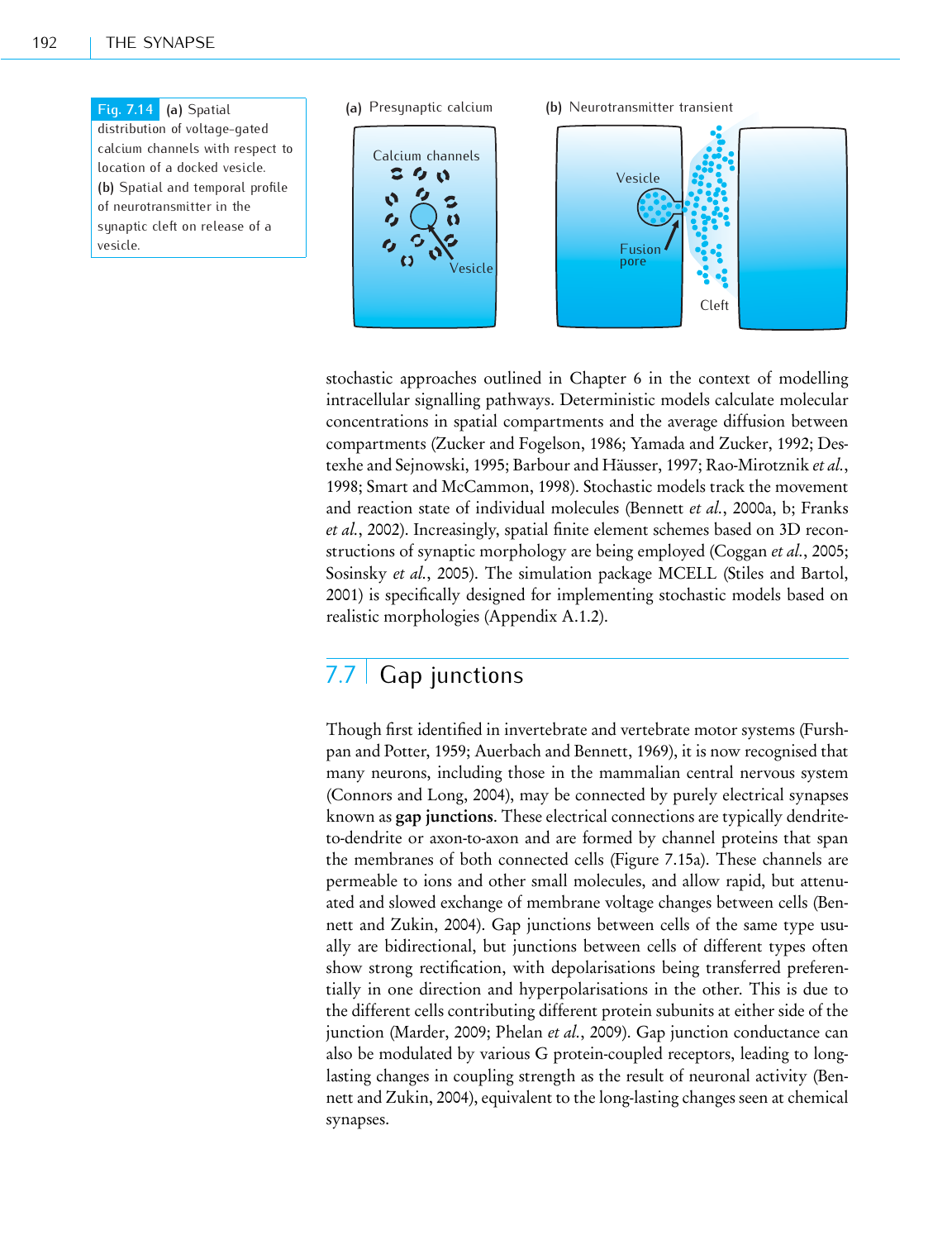**Fig. 7.14** **(a)** Spatial distribution of voltage-gated calcium channels with respect to location of a docked vesicle. **(b)** Spatial and temporal profile of neurotransmitter in the synaptic cleft on release of a vesicle.

stochastic approaches outlined in Chapter 6 in the context of modelling intracellular signalling pathways. Deterministic models calculate molecular concentrations in spatial compartments and the average diffusion between compartments (Zucker and Fogelson, 1986; Yamada and Zucker, 1992; Destexhe and Sejnowski, 1995; Barbour and Häusser, 1997; Rao-Mirotznik *et al.*, 1998; Smart and McCammon, 1998). Stochastic models track the movement and reaction state of individual molecules (Bennett *et al.*, 2000a, b; Franks *et al.*, 2002). Increasingly, spatial finite element schemes based on 3D reconstructions of synaptic morphology are being employed (Coggan *et al.*, 2005; Sosinsky *et al.*, 2005). The simulation package MCELL (Stiles and Bartol, 2001) is specifically designed for implementing stochastic models based on realistic morphologies (Appendix A.1.2).

## 7.7 Gap junctions

Though first identified in invertebrate and vertebrate motor systems (Furshpan and Potter, 1959; Auerbach and Bennett, 1969), it is now recognised that many neurons, including those in the mammalian central nervous system (Connors and Long, 2004), may be connected by purely electrical synapses known as **gap junctions**. These electrical connections are typically dendrite-to-dendrite or axon-to-axon and are formed by channel proteins that span the membranes of both connected cells (Figure 7.15a). These channels are permeable to ions and other small molecules, and allow rapid, but attenuated and slowed exchange of membrane voltage changes between cells (Bennett and Zukin, 2004). Gap junctions between cells of the same type usually are bidirectional, but junctions between cells of different types often show strong rectification, with depolarisations being transferred preferentially in one direction and hyperpolarisations in the other. This is due to the different cells contributing different protein subunits at either side of the junction (Marder, 2009; Phelan *et al.*, 2009). Gap junction conductance can also be modulated by various G protein-coupled receptors, leading to long-lasting changes in coupling strength as the result of neuronal activity (Bennett and Zukin, 2004), equivalent to the long-lasting changes seen at chemical synapses.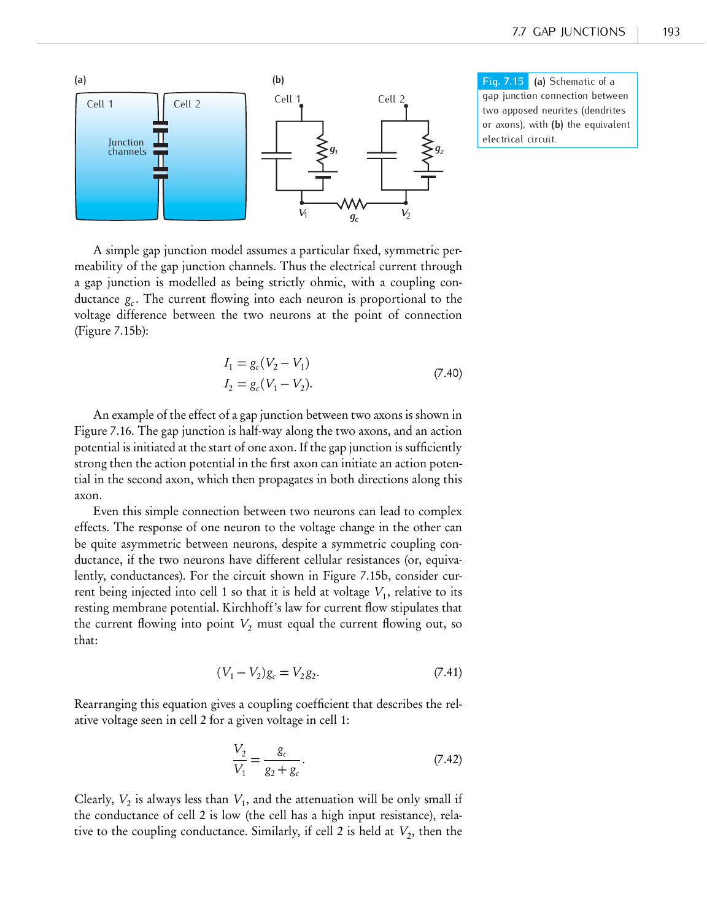**Fig. 7.15** **(a)** Schematic of a gap junction connection between two apposed neurites (dendrites or axons), with **(b)** the equivalent electrical circuit.

A simple gap junction model assumes a particular fixed, symmetric permeability of the gap junction channels. Thus the electrical current through a gap junction is modelled as being strictly ohmic, with a coupling conductance $g_c$. The current flowing into each neuron is proportional to the voltage difference between the two neurons at the point of connection (Figure 7.15b):

$$I_1 = g_c(V_2 - V_1)$$
$$I_2 = g_c(V_1 - V_2). \tag{7.40}$$

An example of the effect of a gap junction between two axons is shown in Figure 7.16. The gap junction is half-way along the two axons, and an action potential is initiated at the start of one axon. If the gap junction is sufficiently strong then the action potential in the first axon can initiate an action potential in the second axon, which then propagates in both directions along this axon.

Even this simple connection between two neurons can lead to complex effects. The response of one neuron to the voltage change in the other can be quite asymmetric between neurons, despite a symmetric coupling conductance, if the two neurons have different cellular resistances (or, equivalently, conductances). For the circuit shown in Figure 7.15b, consider current being injected into cell 1 so that it is held at voltage $V_1$, relative to its resting membrane potential. Kirchhoff's law for current flow stipulates that the current flowing into point $V_2$ must equal the current flowing out, so that:

$$(V_1 - V_2)g_c = V_2 g_2. \tag{7.41}$$

Rearranging this equation gives a coupling coefficient that describes the relative voltage seen in cell 2 for a given voltage in cell 1:

$$\frac{V_2}{V_1} = \frac{g_c}{g_2 + g_c}. \tag{7.42}$$

Clearly, $V_2$ is always less than $V_1$, and the attenuation will be only small if the conductance of cell 2 is low (the cell has a high input resistance), relative to the coupling conductance. Similarly, if cell 2 is held at $V_2$, then the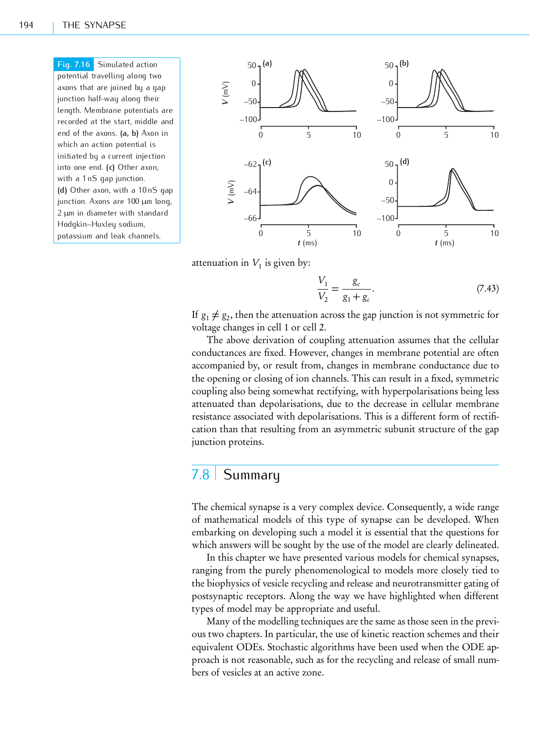50
(a)
0
−50
−100
0
5
10

50
(b)
0
−50
−100
0
5
10

$V$ (mV)

−62
(c)
−64
−66
0
5
10
$t$ (ms)

50
(d)
0
−50
−100
0
5
10
$t$ (ms)

$V$ (mV)

**Fig. 7.16** Simulated action potential travelling along two axons that are joined by a gap junction half-way along their length. Membrane potentials are recorded at the start, middle and end of the axons. **(a, b)** Axon in which an action potential is initiated by a current injection into one end. **(c)** Other axon, with a 1 nS gap junction. **(d)** Other axon, with a 10 nS gap junction. Axons are 100 μm long, 2 μm in diameter with standard Hodgkin–Huxley sodium, potassium and leak channels.

attenuation in $V_1$ is given by:

$$\frac{V_1}{V_2} = \frac{g_c}{g_1 + g_c}. \tag{7.43}$$

If $g_1 \neq g_2$, then the attenuation across the gap junction is not symmetric for voltage changes in cell 1 or cell 2.

The above derivation of coupling attenuation assumes that the cellular conductances are fixed. However, changes in membrane potential are often accompanied by, or result from, changes in membrane conductance due to the opening or closing of ion channels. This can result in a fixed, symmetric coupling also being somewhat rectifying, with hyperpolarisations being less attenuated than depolarisations, due to the decrease in cellular membrane resistance associated with depolarisations. This is a different form of rectification than that resulting from an asymmetric subunit structure of the gap junction proteins.

## 7.8 Summary

The chemical synapse is a very complex device. Consequently, a wide range of mathematical models of this type of synapse can be developed. When embarking on developing such a model it is essential that the questions for which answers will be sought by the use of the model are clearly delineated.

In this chapter we have presented various models for chemical synapses, ranging from the purely phenomenological to models more closely tied to the biophysics of vesicle recycling and release and neurotransmitter gating of postsynaptic receptors. Along the way we have highlighted when different types of model may be appropriate and useful.

Many of the modelling techniques are the same as those seen in the previous two chapters. In particular, the use of kinetic reaction schemes and their equivalent ODEs. Stochastic algorithms have been used when the ODE approach is not reasonable, such as for the recycling and release of small numbers of vesicles at an active zone.